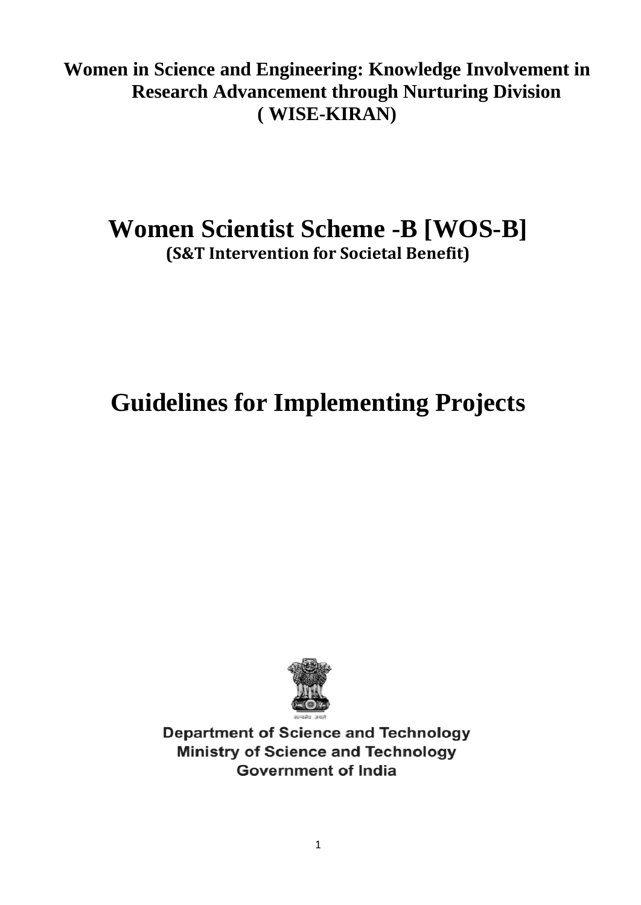**Women in Science and Engineering: Knowledge Involvement in Research Advancement through Nurturing Division ( WISE-KIRAN)**

# Women Scientist Scheme -B [WOS-B]

**(S&T Intervention for Societal Benefit)**

# Guidelines for Implementing Projects

सत्यमेव जयते

**Department of Science and Technology**
**Ministry of Science and Technology**
**Government of India**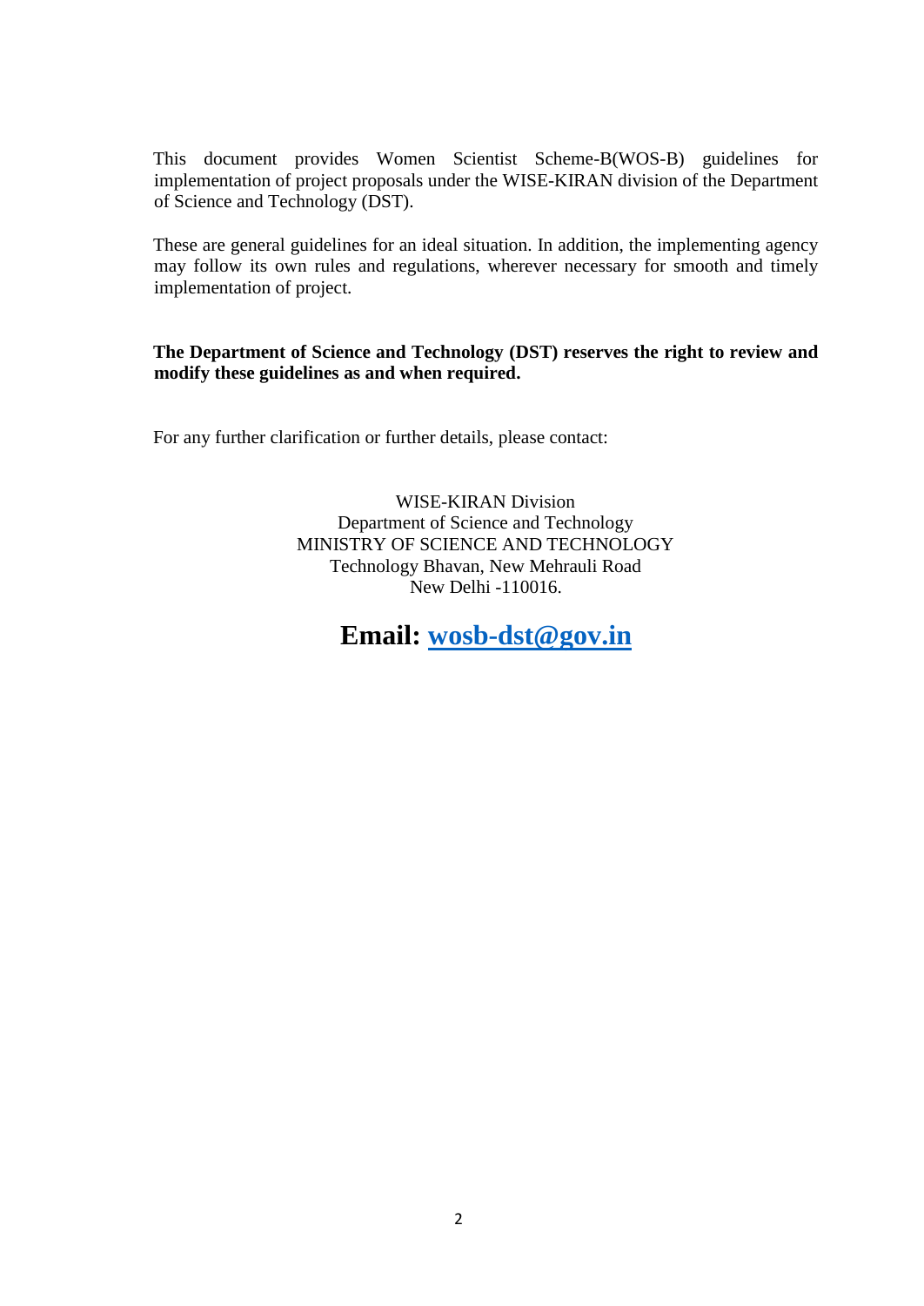This document provides Women Scientist Scheme-B(WOS-B) guidelines for implementation of project proposals under the WISE-KIRAN division of the Department of Science and Technology (DST).

These are general guidelines for an ideal situation. In addition, the implementing agency may follow its own rules and regulations, wherever necessary for smooth and timely implementation of project.

**The Department of Science and Technology (DST) reserves the right to review and modify these guidelines as and when required.**

For any further clarification or further details, please contact:

WISE-KIRAN Division
Department of Science and Technology
MINISTRY OF SCIENCE AND TECHNOLOGY
Technology Bhavan, New Mehrauli Road
New Delhi -110016.

## Email: wosb-dst@gov.in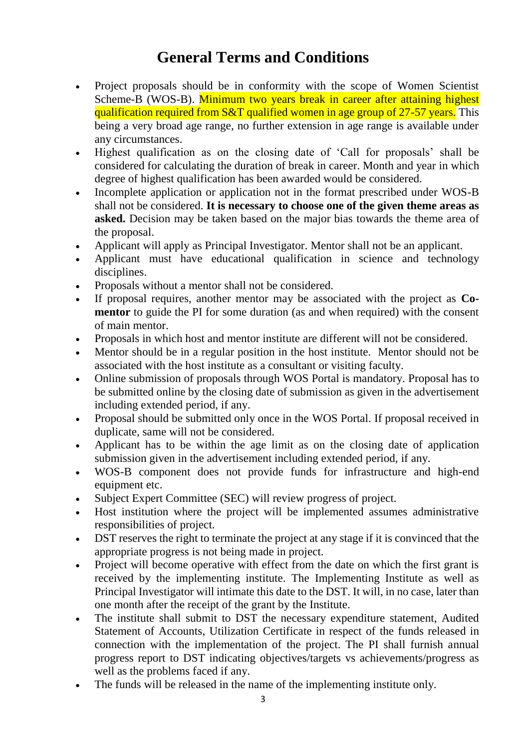# General Terms and Conditions

- Project proposals should be in conformity with the scope of Women Scientist Scheme-B (WOS-B). Minimum two years break in career after attaining highest qualification required from S&T qualified women in age group of 27-57 years. This being a very broad age range, no further extension in age range is available under any circumstances.
- Highest qualification as on the closing date of 'Call for proposals' shall be considered for calculating the duration of break in career. Month and year in which degree of highest qualification has been awarded would be considered.
- Incomplete application or application not in the format prescribed under WOS-B shall not be considered. **It is necessary to choose one of the given theme areas as asked.** Decision may be taken based on the major bias towards the theme area of the proposal.
- Applicant will apply as Principal Investigator. Mentor shall not be an applicant.
- Applicant must have educational qualification in science and technology disciplines.
- Proposals without a mentor shall not be considered.
- If proposal requires, another mentor may be associated with the project as **Co-mentor** to guide the PI for some duration (as and when required) with the consent of main mentor.
- Proposals in which host and mentor institute are different will not be considered.
- Mentor should be in a regular position in the host institute. Mentor should not be associated with the host institute as a consultant or visiting faculty.
- Online submission of proposals through WOS Portal is mandatory. Proposal has to be submitted online by the closing date of submission as given in the advertisement including extended period, if any.
- Proposal should be submitted only once in the WOS Portal. If proposal received in duplicate, same will not be considered.
- Applicant has to be within the age limit as on the closing date of application submission given in the advertisement including extended period, if any.
- WOS-B component does not provide funds for infrastructure and high-end equipment etc.
- Subject Expert Committee (SEC) will review progress of project.
- Host institution where the project will be implemented assumes administrative responsibilities of project.
- DST reserves the right to terminate the project at any stage if it is convinced that the appropriate progress is not being made in project.
- Project will become operative with effect from the date on which the first grant is received by the implementing institute. The Implementing Institute as well as Principal Investigator will intimate this date to the DST. It will, in no case, later than one month after the receipt of the grant by the Institute.
- The institute shall submit to DST the necessary expenditure statement, Audited Statement of Accounts, Utilization Certificate in respect of the funds released in connection with the implementation of the project. The PI shall furnish annual progress report to DST indicating objectives/targets vs achievements/progress as well as the problems faced if any.
- The funds will be released in the name of the implementing institute only.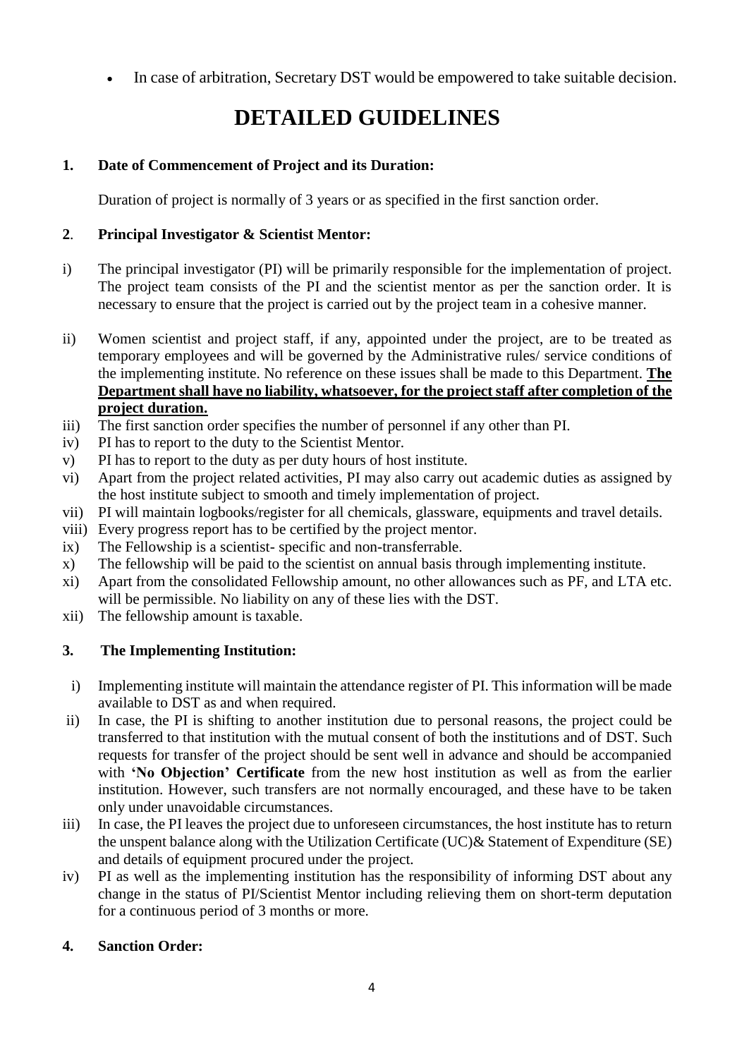- In case of arbitration, Secretary DST would be empowered to take suitable decision.

# DETAILED GUIDELINES

**1. Date of Commencement of Project and its Duration:**

Duration of project is normally of 3 years or as specified in the first sanction order.

**2. Principal Investigator & Scientist Mentor:**

i) The principal investigator (PI) will be primarily responsible for the implementation of project. The project team consists of the PI and the scientist mentor as per the sanction order. It is necessary to ensure that the project is carried out by the project team in a cohesive manner.

ii) Women scientist and project staff, if any, appointed under the project, are to be treated as temporary employees and will be governed by the Administrative rules/ service conditions of the implementing institute. No reference on these issues shall be made to this Department. **The Department shall have no liability, whatsoever, for the project staff after completion of the project duration.**

iii) The first sanction order specifies the number of personnel if any other than PI.

iv) PI has to report to the duty to the Scientist Mentor.

v) PI has to report to the duty as per duty hours of host institute.

vi) Apart from the project related activities, PI may also carry out academic duties as assigned by the host institute subject to smooth and timely implementation of project.

vii) PI will maintain logbooks/register for all chemicals, glassware, equipments and travel details.

viii) Every progress report has to be certified by the project mentor.

ix) The Fellowship is a scientist- specific and non-transferrable.

x) The fellowship will be paid to the scientist on annual basis through implementing institute.

xi) Apart from the consolidated Fellowship amount, no other allowances such as PF, and LTA etc. will be permissible. No liability on any of these lies with the DST.

xii) The fellowship amount is taxable.

**3. The Implementing Institution:**

i) Implementing institute will maintain the attendance register of PI. This information will be made available to DST as and when required.

ii) In case, the PI is shifting to another institution due to personal reasons, the project could be transferred to that institution with the mutual consent of both the institutions and of DST. Such requests for transfer of the project should be sent well in advance and should be accompanied with **'No Objection' Certificate** from the new host institution as well as from the earlier institution. However, such transfers are not normally encouraged, and these have to be taken only under unavoidable circumstances.

iii) In case, the PI leaves the project due to unforeseen circumstances, the host institute has to return the unspent balance along with the Utilization Certificate (UC)& Statement of Expenditure (SE) and details of equipment procured under the project.

iv) PI as well as the implementing institution has the responsibility of informing DST about any change in the status of PI/Scientist Mentor including relieving them on short-term deputation for a continuous period of 3 months or more.

**4. Sanction Order:**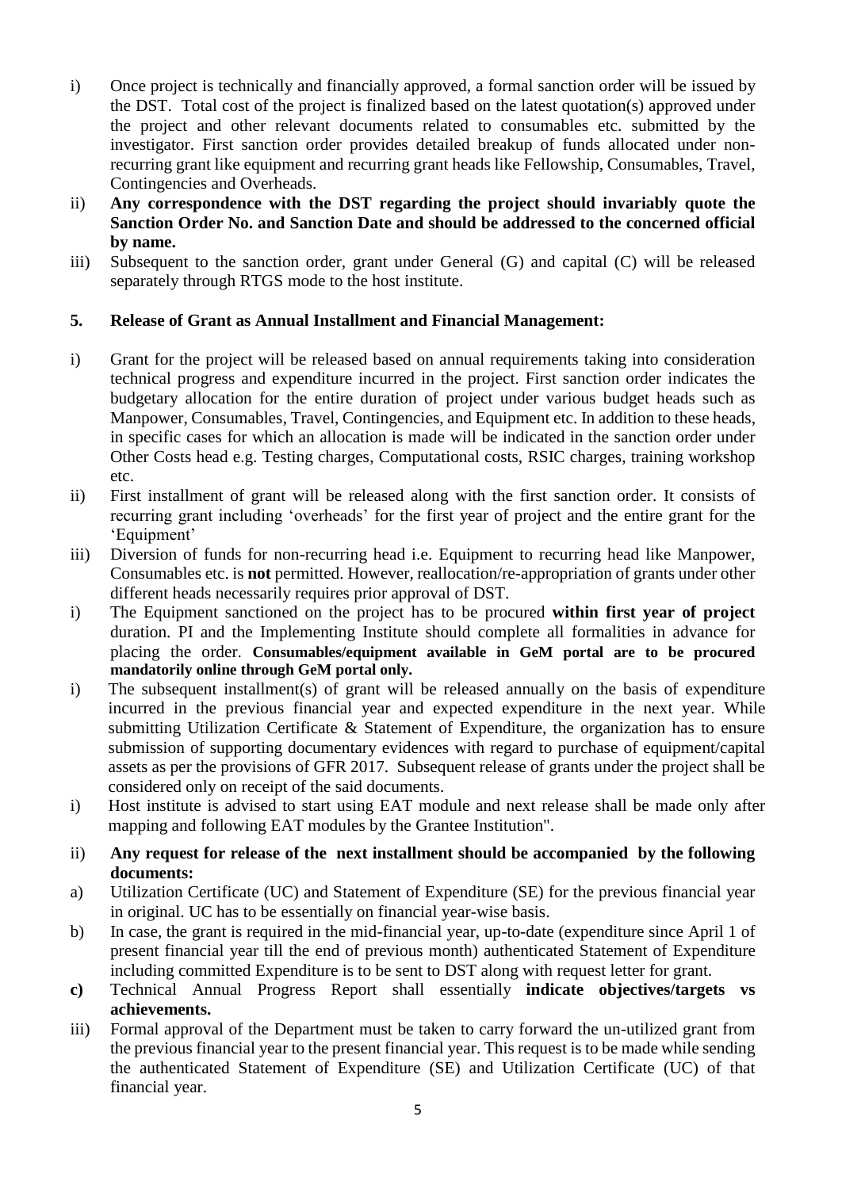i) Once project is technically and financially approved, a formal sanction order will be issued by the DST. Total cost of the project is finalized based on the latest quotation(s) approved under the project and other relevant documents related to consumables etc. submitted by the investigator. First sanction order provides detailed breakup of funds allocated under non-recurring grant like equipment and recurring grant heads like Fellowship, Consumables, Travel, Contingencies and Overheads.

ii) **Any correspondence with the DST regarding the project should invariably quote the Sanction Order No. and Sanction Date and should be addressed to the concerned official by name.**

iii) Subsequent to the sanction order, grant under General (G) and capital (C) will be released separately through RTGS mode to the host institute.

## 5. Release of Grant as Annual Installment and Financial Management:

i) Grant for the project will be released based on annual requirements taking into consideration technical progress and expenditure incurred in the project. First sanction order indicates the budgetary allocation for the entire duration of project under various budget heads such as Manpower, Consumables, Travel, Contingencies, and Equipment etc. In addition to these heads, in specific cases for which an allocation is made will be indicated in the sanction order under Other Costs head e.g. Testing charges, Computational costs, RSIC charges, training workshop etc.

ii) First installment of grant will be released along with the first sanction order. It consists of recurring grant including 'overheads' for the first year of project and the entire grant for the 'Equipment'

iii) Diversion of funds for non-recurring head i.e. Equipment to recurring head like Manpower, Consumables etc. is **not** permitted. However, reallocation/re-appropriation of grants under other different heads necessarily requires prior approval of DST.

i) The Equipment sanctioned on the project has to be procured **within first year of project** duration. PI and the Implementing Institute should complete all formalities in advance for placing the order. **Consumables/equipment available in GeM portal are to be procured mandatorily online through GeM portal only.**

i) The subsequent installment(s) of grant will be released annually on the basis of expenditure incurred in the previous financial year and expected expenditure in the next year. While submitting Utilization Certificate & Statement of Expenditure, the organization has to ensure submission of supporting documentary evidences with regard to purchase of equipment/capital assets as per the provisions of GFR 2017. Subsequent release of grants under the project shall be considered only on receipt of the said documents.

i) Host institute is advised to start using EAT module and next release shall be made only after mapping and following EAT modules by the Grantee Institution".

ii) **Any request for release of the next installment should be accompanied by the following documents:**

a) Utilization Certificate (UC) and Statement of Expenditure (SE) for the previous financial year in original. UC has to be essentially on financial year-wise basis.

b) In case, the grant is required in the mid-financial year, up-to-date (expenditure since April 1 of present financial year till the end of previous month) authenticated Statement of Expenditure including committed Expenditure is to be sent to DST along with request letter for grant.

**c)** Technical Annual Progress Report shall essentially **indicate objectives/targets vs achievements.**

iii) Formal approval of the Department must be taken to carry forward the un-utilized grant from the previous financial year to the present financial year. This request is to be made while sending the authenticated Statement of Expenditure (SE) and Utilization Certificate (UC) of that financial year.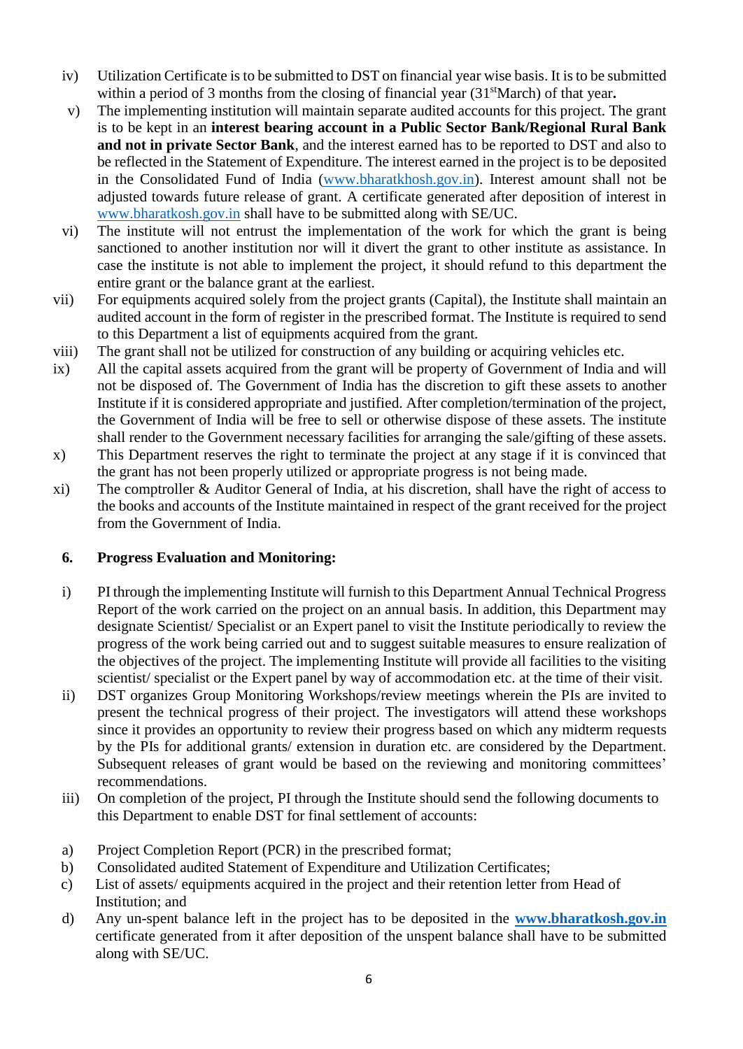iv) Utilization Certificate is to be submitted to DST on financial year wise basis. It is to be submitted within a period of 3 months from the closing of financial year (31st March) of that year**.**

v) The implementing institution will maintain separate audited accounts for this project. The grant is to be kept in an **interest bearing account in a Public Sector Bank/Regional Rural Bank and not in private Sector Bank**, and the interest earned has to be reported to DST and also to be reflected in the Statement of Expenditure. The interest earned in the project is to be deposited in the Consolidated Fund of India (www.bharatkhosh.gov.in). Interest amount shall not be adjusted towards future release of grant. A certificate generated after deposition of interest in www.bharatkosh.gov.in shall have to be submitted along with SE/UC.

vi) The institute will not entrust the implementation of the work for which the grant is being sanctioned to another institution nor will it divert the grant to other institute as assistance. In case the institute is not able to implement the project, it should refund to this department the entire grant or the balance grant at the earliest.

vii) For equipments acquired solely from the project grants (Capital), the Institute shall maintain an audited account in the form of register in the prescribed format. The Institute is required to send to this Department a list of equipments acquired from the grant.

viii) The grant shall not be utilized for construction of any building or acquiring vehicles etc.

ix) All the capital assets acquired from the grant will be property of Government of India and will not be disposed of. The Government of India has the discretion to gift these assets to another Institute if it is considered appropriate and justified. After completion/termination of the project, the Government of India will be free to sell or otherwise dispose of these assets. The institute shall render to the Government necessary facilities for arranging the sale/gifting of these assets.

x) This Department reserves the right to terminate the project at any stage if it is convinced that the grant has not been properly utilized or appropriate progress is not being made.

xi) The comptroller & Auditor General of India, at his discretion, shall have the right of access to the books and accounts of the Institute maintained in respect of the grant received for the project from the Government of India.

## 6. Progress Evaluation and Monitoring:

i) PI through the implementing Institute will furnish to this Department Annual Technical Progress Report of the work carried on the project on an annual basis. In addition, this Department may designate Scientist/ Specialist or an Expert panel to visit the Institute periodically to review the progress of the work being carried out and to suggest suitable measures to ensure realization of the objectives of the project. The implementing Institute will provide all facilities to the visiting scientist/ specialist or the Expert panel by way of accommodation etc. at the time of their visit.

ii) DST organizes Group Monitoring Workshops/review meetings wherein the PIs are invited to present the technical progress of their project. The investigators will attend these workshops since it provides an opportunity to review their progress based on which any midterm requests by the PIs for additional grants/ extension in duration etc. are considered by the Department. Subsequent releases of grant would be based on the reviewing and monitoring committees' recommendations.

iii) On completion of the project, PI through the Institute should send the following documents to this Department to enable DST for final settlement of accounts:

a) Project Completion Report (PCR) in the prescribed format;

b) Consolidated audited Statement of Expenditure and Utilization Certificates;

c) List of assets/ equipments acquired in the project and their retention letter from Head of Institution; and

d) Any un-spent balance left in the project has to be deposited in the **www.bharatkosh.gov.in** certificate generated from it after deposition of the unspent balance shall have to be submitted along with SE/UC.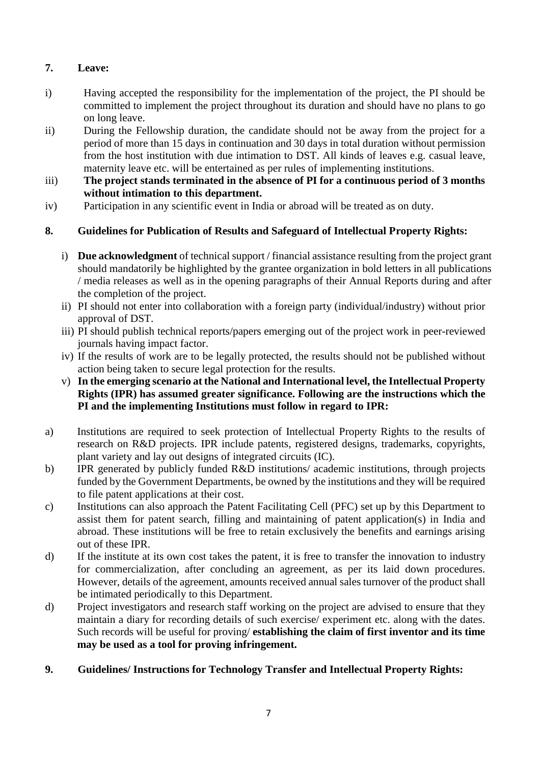## 7. Leave:

i) Having accepted the responsibility for the implementation of the project, the PI should be committed to implement the project throughout its duration and should have no plans to go on long leave.

ii) During the Fellowship duration, the candidate should not be away from the project for a period of more than 15 days in continuation and 30 days in total duration without permission from the host institution with due intimation to DST. All kinds of leaves e.g. casual leave, maternity leave etc. will be entertained as per rules of implementing institutions.

iii) **The project stands terminated in the absence of PI for a continuous period of 3 months without intimation to this department.**

iv) Participation in any scientific event in India or abroad will be treated as on duty.

## 8. Guidelines for Publication of Results and Safeguard of Intellectual Property Rights:

i) **Due acknowledgment** of technical support / financial assistance resulting from the project grant should mandatorily be highlighted by the grantee organization in bold letters in all publications / media releases as well as in the opening paragraphs of their Annual Reports during and after the completion of the project.

ii) PI should not enter into collaboration with a foreign party (individual/industry) without prior approval of DST.

iii) PI should publish technical reports/papers emerging out of the project work in peer-reviewed journals having impact factor.

iv) If the results of work are to be legally protected, the results should not be published without action being taken to secure legal protection for the results.

v) **In the emerging scenario at the National and International level, the Intellectual Property Rights (IPR) has assumed greater significance. Following are the instructions which the PI and the implementing Institutions must follow in regard to IPR:**

a) Institutions are required to seek protection of Intellectual Property Rights to the results of research on R&D projects. IPR include patents, registered designs, trademarks, copyrights, plant variety and lay out designs of integrated circuits (IC).

b) IPR generated by publicly funded R&D institutions/ academic institutions, through projects funded by the Government Departments, be owned by the institutions and they will be required to file patent applications at their cost.

c) Institutions can also approach the Patent Facilitating Cell (PFC) set up by this Department to assist them for patent search, filling and maintaining of patent application(s) in India and abroad. These institutions will be free to retain exclusively the benefits and earnings arising out of these IPR.

d) If the institute at its own cost takes the patent, it is free to transfer the innovation to industry for commercialization, after concluding an agreement, as per its laid down procedures. However, details of the agreement, amounts received annual sales turnover of the product shall be intimated periodically to this Department.

d) Project investigators and research staff working on the project are advised to ensure that they maintain a diary for recording details of such exercise/ experiment etc. along with the dates. Such records will be useful for proving/ **establishing the claim of first inventor and its time may be used as a tool for proving infringement.**

## 9. Guidelines/ Instructions for Technology Transfer and Intellectual Property Rights: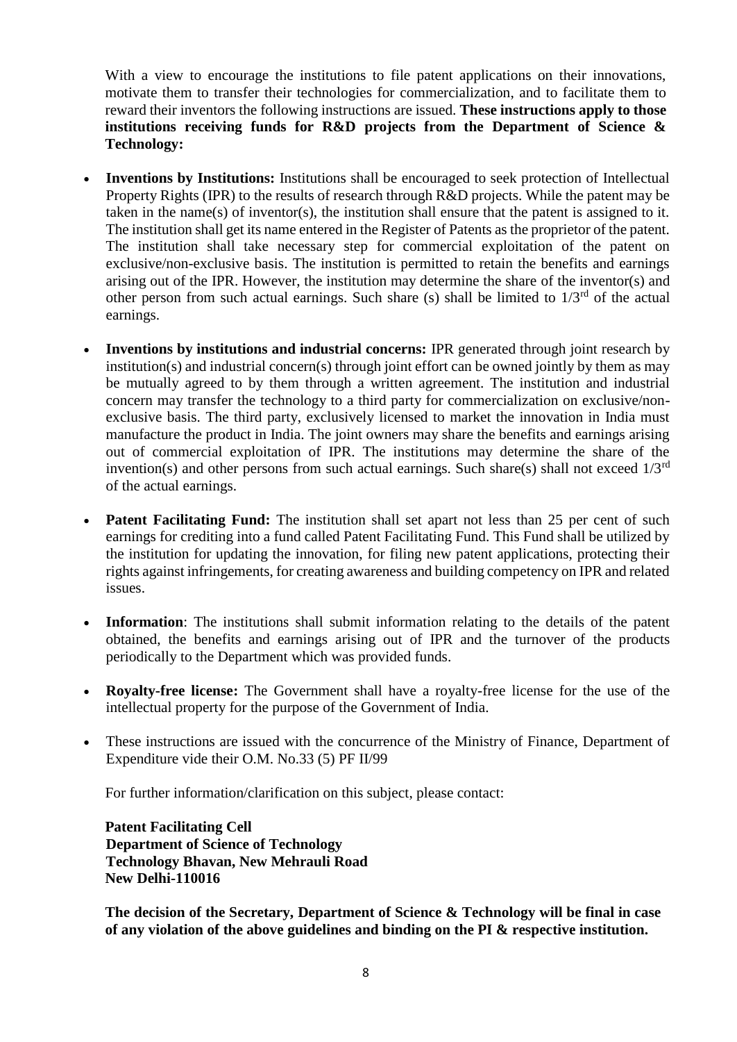With a view to encourage the institutions to file patent applications on their innovations, motivate them to transfer their technologies for commercialization, and to facilitate them to reward their inventors the following instructions are issued. **These instructions apply to those institutions receiving funds for R&D projects from the Department of Science & Technology:**

- **Inventions by Institutions:** Institutions shall be encouraged to seek protection of Intellectual Property Rights (IPR) to the results of research through R&D projects. While the patent may be taken in the name(s) of inventor(s), the institution shall ensure that the patent is assigned to it. The institution shall get its name entered in the Register of Patents as the proprietor of the patent. The institution shall take necessary step for commercial exploitation of the patent on exclusive/non-exclusive basis. The institution is permitted to retain the benefits and earnings arising out of the IPR. However, the institution may determine the share of the inventor(s) and other person from such actual earnings. Such share (s) shall be limited to 1/3rd of the actual earnings.

- **Inventions by institutions and industrial concerns:** IPR generated through joint research by institution(s) and industrial concern(s) through joint effort can be owned jointly by them as may be mutually agreed to by them through a written agreement. The institution and industrial concern may transfer the technology to a third party for commercialization on exclusive/non-exclusive basis. The third party, exclusively licensed to market the innovation in India must manufacture the product in India. The joint owners may share the benefits and earnings arising out of commercial exploitation of IPR. The institutions may determine the share of the invention(s) and other persons from such actual earnings. Such share(s) shall not exceed 1/3rd of the actual earnings.

- **Patent Facilitating Fund:** The institution shall set apart not less than 25 per cent of such earnings for crediting into a fund called Patent Facilitating Fund. This Fund shall be utilized by the institution for updating the innovation, for filing new patent applications, protecting their rights against infringements, for creating awareness and building competency on IPR and related issues.

- **Information**: The institutions shall submit information relating to the details of the patent obtained, the benefits and earnings arising out of IPR and the turnover of the products periodically to the Department which was provided funds.

- **Royalty-free license:** The Government shall have a royalty-free license for the use of the intellectual property for the purpose of the Government of India.

- These instructions are issued with the concurrence of the Ministry of Finance, Department of Expenditure vide their O.M. No.33 (5) PF II/99

For further information/clarification on this subject, please contact:

**Patent Facilitating Cell**
**Department of Science of Technology**
**Technology Bhavan, New Mehrauli Road**
**New Delhi-110016**

**The decision of the Secretary, Department of Science & Technology will be final in case of any violation of the above guidelines and binding on the PI & respective institution.**